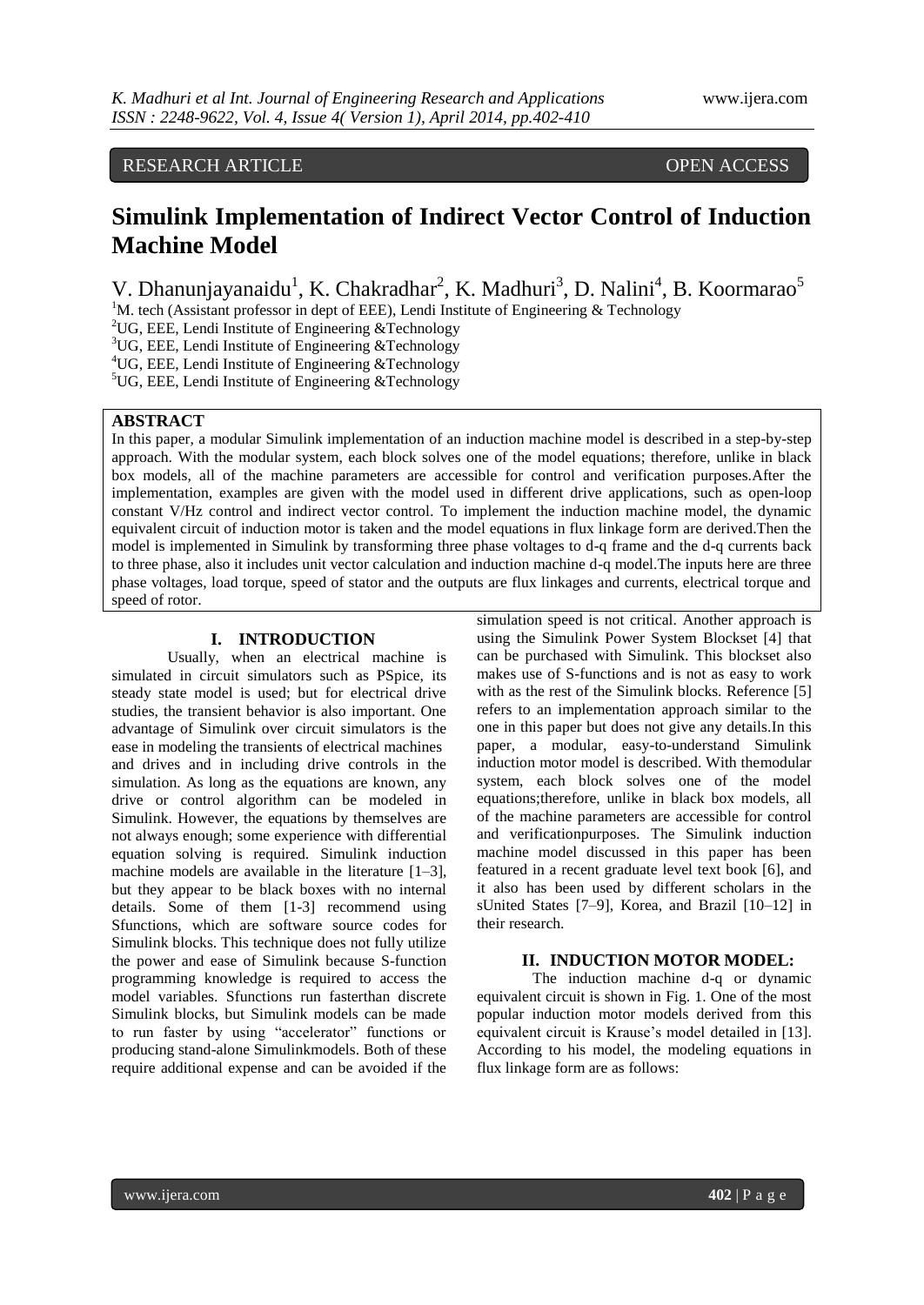RESEARCH ARTICLE OPEN ACCESS

# Simulink Implementation of Indirect Vector Control of Induction Machine Model

V. Dhanunjayanaidu[1], K. Chakradhar[2], K. Madhuri[3], D. Nalini[4], B. Koormarao[5]

[1]M. tech (Assistant professor in dept of EEE), Lendi Institute of Engineering & Technology
[2]UG, EEE, Lendi Institute of Engineering &Technology
[3]UG, EEE, Lendi Institute of Engineering &Technology
[4]UG, EEE, Lendi Institute of Engineering &Technology
[5]UG, EEE, Lendi Institute of Engineering &Technology

## ABSTRACT

In this paper, a modular Simulink implementation of an induction machine model is described in a step-by-step approach. With the modular system, each block solves one of the model equations; therefore, unlike in black box models, all of the machine parameters are accessible for control and verification purposes.After the implementation, examples are given with the model used in different drive applications, such as open-loop constant V/Hz control and indirect vector control. To implement the induction machine model, the dynamic equivalent circuit of induction motor is taken and the model equations in flux linkage form are derived.Then the model is implemented in Simulink by transforming three phase voltages to d-q frame and the d-q currents back to three phase, also it includes unit vector calculation and induction machine d-q model.The inputs here are three phase voltages, load torque, speed of stator and the outputs are flux linkages and currents, electrical torque and speed of rotor.

## I. INTRODUCTION

Usually, when an electrical machine is simulated in circuit simulators such as PSpice, its steady state model is used; but for electrical drive studies, the transient behavior is also important. One advantage of Simulink over circuit simulators is the ease in modeling the transients of electrical machines and drives and in including drive controls in the simulation. As long as the equations are known, any drive or control algorithm can be modeled in Simulink. However, the equations by themselves are not always enough; some experience with differential equation solving is required. Simulink induction machine models are available in the literature [1–3], but they appear to be black boxes with no internal details. Some of them [1-3] recommend using Sfunctions, which are software source codes for Simulink blocks. This technique does not fully utilize the power and ease of Simulink because S-function programming knowledge is required to access the model variables. Sfunctions run fasterthan discrete Simulink blocks, but Simulink models can be made to run faster by using "accelerator" functions or producing stand-alone Simulinkmodels. Both of these require additional expense and can be avoided if the simulation speed is not critical. Another approach is using the Simulink Power System Blockset [4] that can be purchased with Simulink. This blockset also makes use of S-functions and is not as easy to work with as the rest of the Simulink blocks. Reference [5] refers to an implementation approach similar to the one in this paper but does not give any details.In this paper, a modular, easy-to-understand Simulink induction motor model is described. With themodular system, each block solves one of the model equations;therefore, unlike in black box models, all of the machine parameters are accessible for control and verificationpurposes. The Simulink induction machine model discussed in this paper has been featured in a recent graduate level text book [6], and it also has been used by different scholars in the sUnited States [7–9], Korea, and Brazil [10–12] in their research.

## II. INDUCTION MOTOR MODEL:

The induction machine d-q or dynamic equivalent circuit is shown in Fig. 1. One of the most popular induction motor models derived from this equivalent circuit is Krause's model detailed in [13]. According to his model, the modeling equations in flux linkage form are as follows: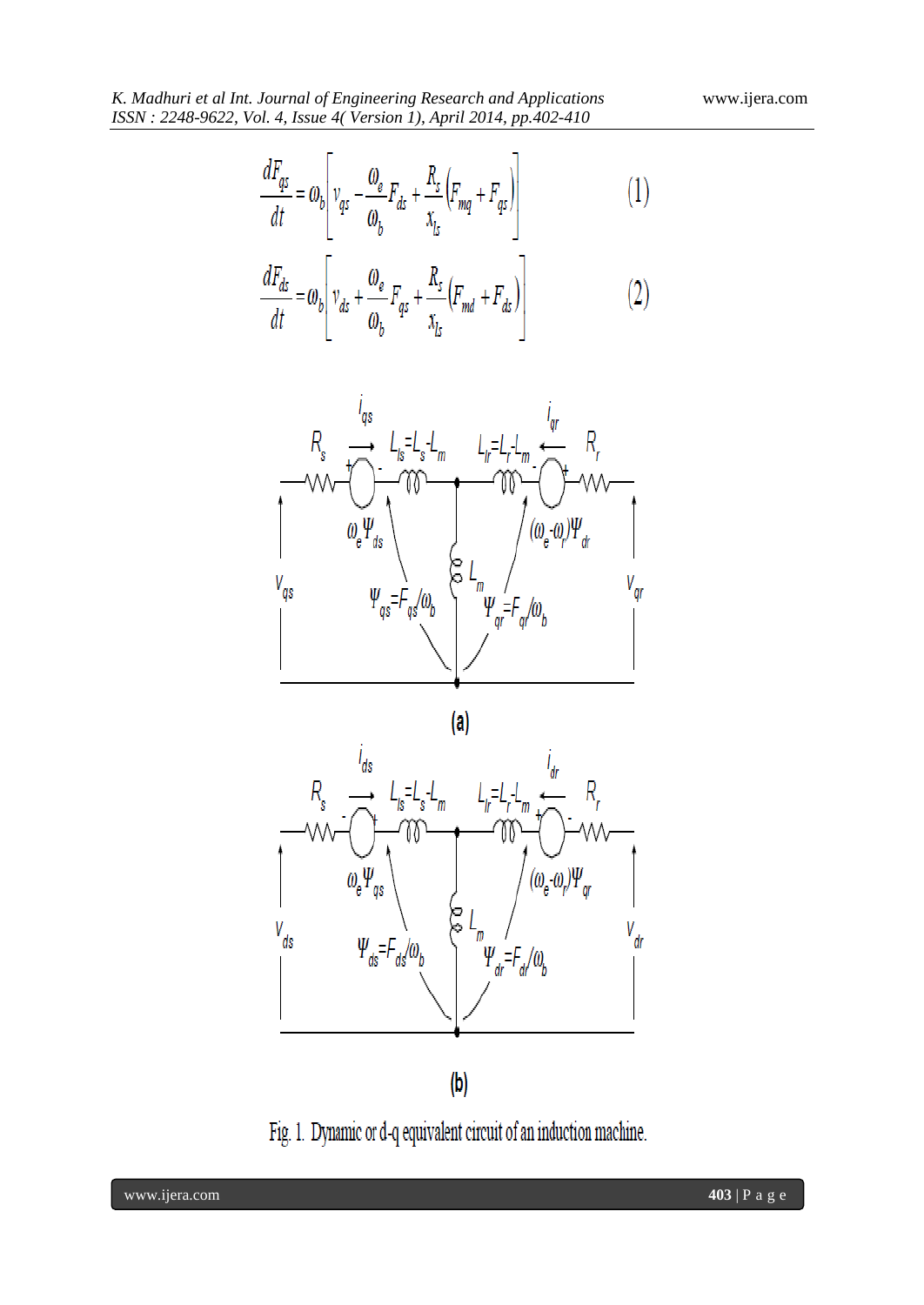$$\frac{dF_{qs}}{dt} = \omega_b \left[ v_{qs} - \frac{\omega_e}{\omega_b} F_{ds} + \frac{R_s}{x_{ls}} \left( F_{mq} + F_{qs} \right) \right] \qquad (1)$$

$$\frac{dF_{ds}}{dt} = \omega_b \left[ v_{ds} + \frac{\omega_e}{\omega_b} F_{qs} + \frac{R_s}{x_{ls}} \left( F_{md} + F_{ds} \right) \right] \qquad (2)$$

(a)

(b)

Fig. 1. Dynamic or d-q equivalent circuit of an induction machine.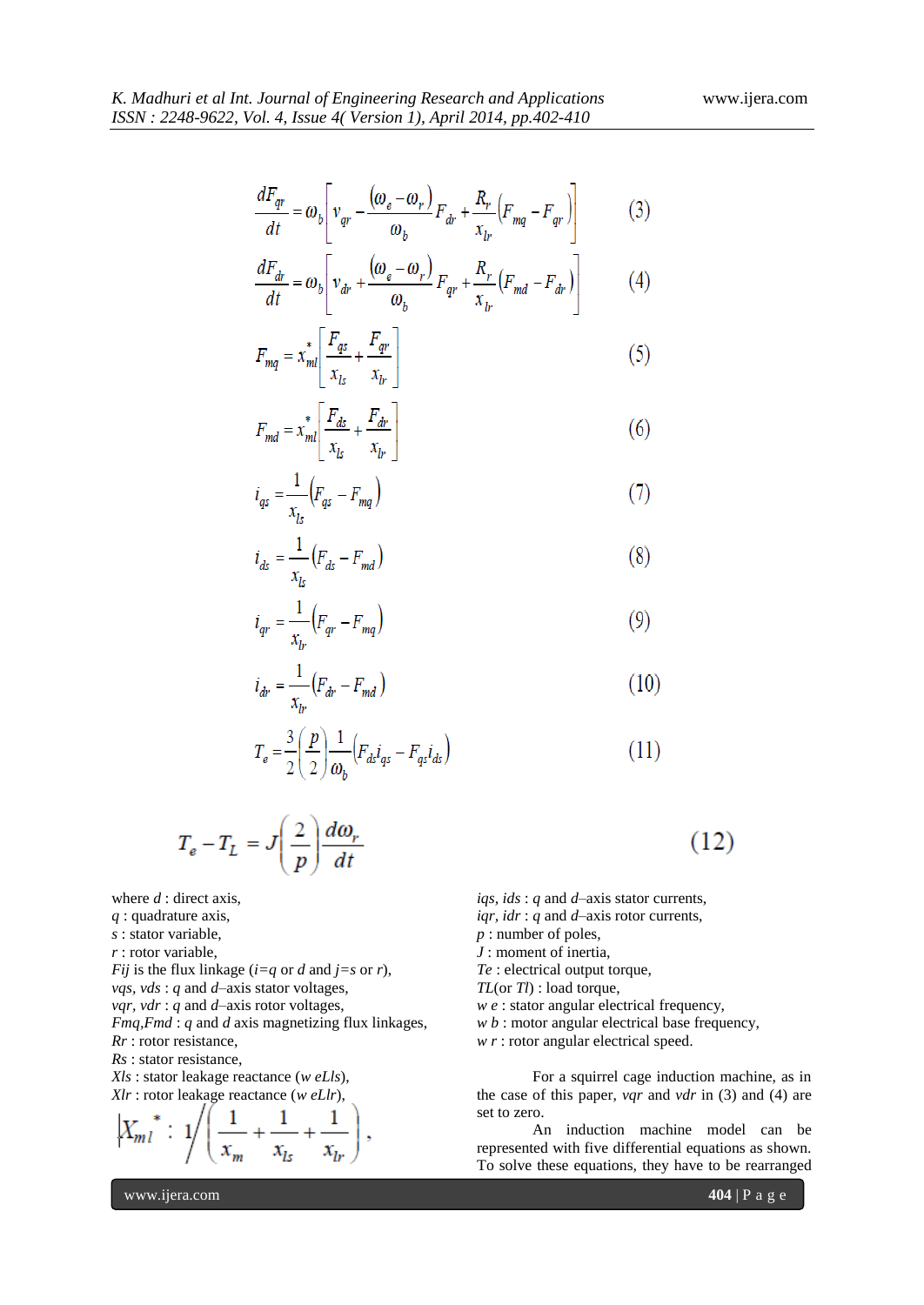$$\frac{dF_{qr}}{dt} = \omega_b \left[ v_{qr} - \frac{(\omega_e - \omega_r)}{\omega_b} F_{dr} + \frac{R_r}{x_{lr}} \left( F_{mq} - F_{qr} \right) \right] \qquad (3)$$

$$\frac{dF_{dr}}{dt} = \omega_b \left[ v_{dr} + \frac{(\omega_e - \omega_r)}{\omega_b} F_{qr} + \frac{R_r}{x_{lr}} \left( F_{md} - F_{dr} \right) \right] \qquad (4)$$

$$F_{mq} = x_{ml}^* \left[ \frac{F_{qs}}{x_{ls}} + \frac{F_{qr}}{x_{lr}} \right] \qquad (5)$$

$$F_{md} = x_{ml}^* \left[ \frac{F_{ds}}{x_{ls}} + \frac{F_{dr}}{x_{lr}} \right] \qquad (6)$$

$$i_{qs} = \frac{1}{x_{ls}} \left( F_{qs} - F_{mq} \right) \qquad (7)$$

$$i_{ds} = \frac{1}{x_{ls}} \left( F_{ds} - F_{md} \right) \qquad (8)$$

$$i_{qr} = \frac{1}{x_{lr}} \left( F_{qr} - F_{mq} \right) \qquad (9)$$

$$i_{dr} = \frac{1}{x_{lr}} \left( F_{dr} - F_{md} \right) \qquad (10)$$

$$T_e = \frac{3}{2} \left( \frac{p}{2} \right) \frac{1}{\omega_b} \left( F_{ds} i_{qs} - F_{qs} i_{ds} \right) \qquad (11)$$

$$T_e - T_L = J \left( \frac{2}{p} \right) \frac{d\omega_r}{dt} \qquad (12)$$

where *d* : direct axis,
*q* : quadrature axis,
*s* : stator variable,
*r* : rotor variable,
*Fij* is the flux linkage (*i*=*q* or *d* and *j*=*s* or *r*),
*vqs, vds* : *q* and *d*–axis stator voltages,
*vqr, vdr* : *q* and *d*–axis rotor voltages,
*Fmq,Fmd* : *q* and *d* axis magnetizing flux linkages,
*Rr* : rotor resistance,
*Rs* : stator resistance,
*Xls* : stator leakage reactance (*w eLls*),
*Xlr* : rotor leakage reactance (*w eLlr*),

$$X_{ml}^* : 1 \Big/ \left( \frac{1}{x_m} + \frac{1}{x_{ls}} + \frac{1}{x_{lr}} \right),$$

*iqs, ids* : *q* and *d*–axis stator currents,
*iqr, idr* : *q* and *d*–axis rotor currents,
*p* : number of poles,
*J* : moment of inertia,
*Te* : electrical output torque,
*TL*(or *Tl*) : load torque,
*w e* : stator angular electrical frequency,
*w b* : motor angular electrical base frequency,
*w r* : rotor angular electrical speed.

For a squirrel cage induction machine, as in the case of this paper, *vqr* and *vdr* in (3) and (4) are set to zero.

An induction machine model can be represented with five differential equations as shown. To solve these equations, they have to be rearranged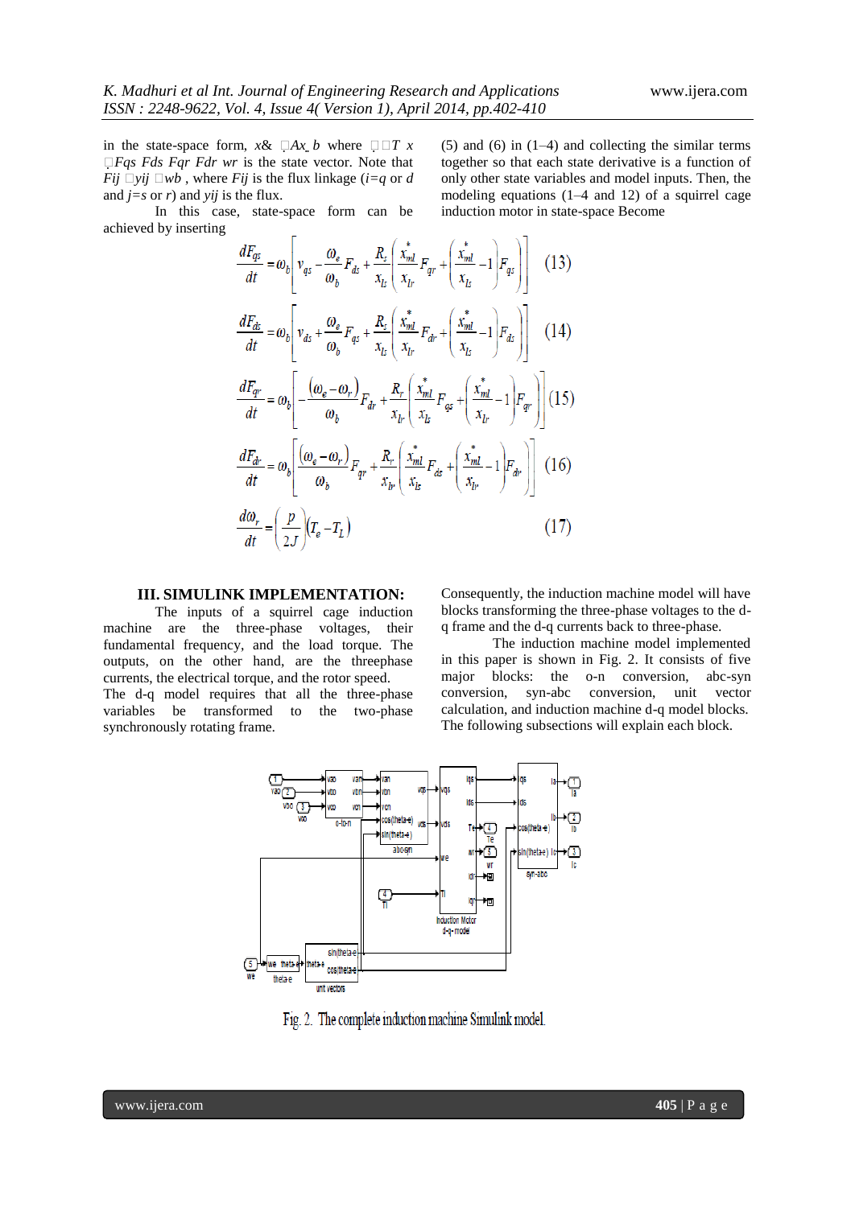in the state-space form, $\dot{x} = Ax + b$ where $x = [F_{qs}\ F_{ds}\ F_{qr}\ F_{dr}\ w_r]^T$ is the state vector. Note that $F_{ij} = \psi_{ij} w_b$, where $F_{ij}$ is the flux linkage ($i$=$q$ or $d$ and $j$=$s$ or $r$) and $\psi_{ij}$ is the flux.

In this case, state-space form can be achieved by inserting (5) and (6) in (1–4) and collecting the similar terms together so that each state derivative is a function of only other state variables and model inputs. Then, the modeling equations (1–4 and 12) of a squirrel cage induction motor in state-space Become

$$\frac{dF_{qs}}{dt} = \omega_b \left[ v_{qs} - \frac{\omega_e}{\omega_b} F_{ds} + \frac{R_s}{x_{ls}} \left( \frac{x_{ml}^*}{x_{lr}} F_{qr} + \left( \frac{x_{ml}^*}{x_{ls}} - 1 \right) F_{qs} \right) \right] \quad (13)$$

$$\frac{dF_{ds}}{dt} = \omega_b \left[ v_{ds} + \frac{\omega_e}{\omega_b} F_{qs} + \frac{R_s}{x_{ls}} \left( \frac{x_{ml}^*}{x_{lr}} F_{dr} + \left( \frac{x_{ml}^*}{x_{ls}} - 1 \right) F_{ds} \right) \right] \quad (14)$$

$$\frac{dF_{qr}}{dt} = \omega_b \left[ -\frac{(\omega_e - \omega_r)}{\omega_b} F_{dr} + \frac{R_r}{x_{lr}} \left( \frac{x_{ml}^*}{x_{ls}} F_{qs} + \left( \frac{x_{ml}^*}{x_{lr}} - 1 \right) F_{qr} \right) \right] \quad (15)$$

$$\frac{dF_{dr}}{dt} = \omega_b \left[ \frac{(\omega_e - \omega_r)}{\omega_b} F_{qr} + \frac{R_r}{x_{lr}} \left( \frac{x_{ml}^*}{x_{ls}} F_{ds} + \left( \frac{x_{ml}^*}{x_{lr}} - 1 \right) F_{dr} \right) \right] \quad (16)$$

$$\frac{d\omega_r}{dt} = \left( \frac{p}{2J} \right) (T_e - T_L) \quad (17)$$

## III. SIMULINK IMPLEMENTATION:

The inputs of a squirrel cage induction machine are the three-phase voltages, their fundamental frequency, and the load torque. The outputs, on the other hand, are the threephase currents, the electrical torque, and the rotor speed.

The d-q model requires that all the three-phase variables be transformed to the two-phase synchronously rotating frame. Consequently, the induction machine model will have blocks transforming the three-phase voltages to the d-q frame and the d-q currents back to three-phase.

The induction machine model implemented in this paper is shown in Fig. 2. It consists of five major blocks: the o-n conversion, abc-syn conversion, syn-abc conversion, unit vector calculation, and induction machine d-q model blocks. The following subsections will explain each block.

Fig. 2. The complete induction machine Simulink model.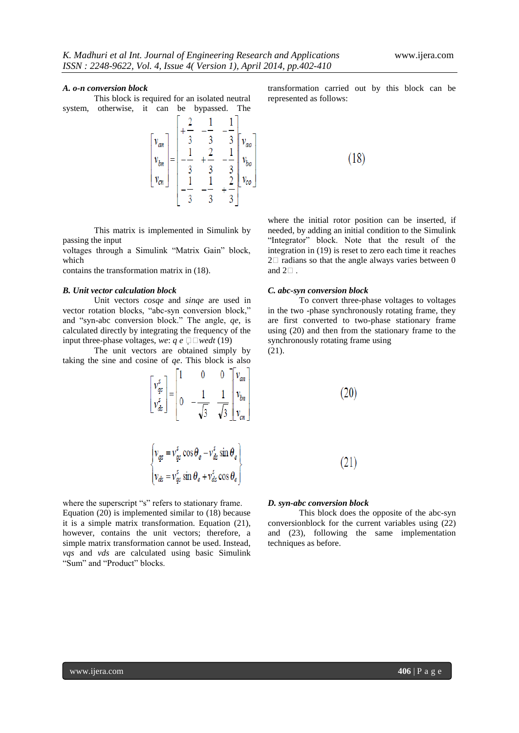### A. o-n conversion block

This block is required for an isolated neutral system, otherwise, it can be bypassed. The transformation carried out by this block can be represented as follows:

$$\begin{bmatrix} v_{an} \\ v_{bn} \\ v_{cn} \end{bmatrix} = \begin{bmatrix} +\frac{2}{3} & -\frac{1}{3} & -\frac{1}{3} \\ -\frac{1}{3} & +\frac{2}{3} & -\frac{1}{3} \\ -\frac{1}{3} & -\frac{1}{3} & +\frac{2}{3} \end{bmatrix} \begin{bmatrix} v_{ao} \\ v_{bo} \\ v_{co} \end{bmatrix} \quad (18)$$

This matrix is implemented in Simulink by passing the input
voltages through a Simulink "Matrix Gain" block, which
contains the transformation matrix in (18).

### B. Unit vector calculation block

Unit vectors *cosqe* and *sinqe* are used in vector rotation blocks, "abc-syn conversion block," and "syn-abc conversion block." The angle, *qe*, is calculated directly by integrating the frequency of the input three-phase voltages, *we*: *q e* ̣ *wedt* (19)

The unit vectors are obtained simply by taking the sine and cosine of *qe*. This block is also where the initial rotor position can be inserted, if needed, by adding an initial condition to the Simulink "Integrator" block. Note that the result of the integration in (19) is reset to zero each time it reaches 2 radians so that the angle always varies between 0 and 2 .

### C. abc-syn conversion block

To convert three-phase voltages to voltages in the two -phase synchronously rotating frame, they are first converted to two-phase stationary frame using (20) and then from the stationary frame to the synchronously rotating frame using
(21).

$$\begin{bmatrix} v_{qs}^s \\ v_{ds}^s \end{bmatrix} = \begin{bmatrix} 1 & 0 & 0 \\ 0 & -\frac{1}{\sqrt{3}} & \frac{1}{\sqrt{3}} \end{bmatrix} \begin{bmatrix} v_{an} \\ v_{bn} \\ v_{cn} \end{bmatrix} \quad (20)$$

$$\begin{cases} v_{qs} = v_{qs}^s \cos\theta_e - v_{ds}^s \sin\theta_e \\ v_{ds} = v_{qs}^s \sin\theta_e + v_{ds}^s \cos\theta_e \end{cases} \quad (21)$$

where the superscript "s" refers to stationary frame. Equation (20) is implemented similar to (18) because it is a simple matrix transformation. Equation (21), however, contains the unit vectors; therefore, a simple matrix transformation cannot be used. Instead, *vqs* and *vds* are calculated using basic Simulink "Sum" and "Product" blocks.

### D. syn-abc conversion block

This block does the opposite of the abc-syn conversionblock for the current variables using (22) and (23), following the same implementation techniques as before.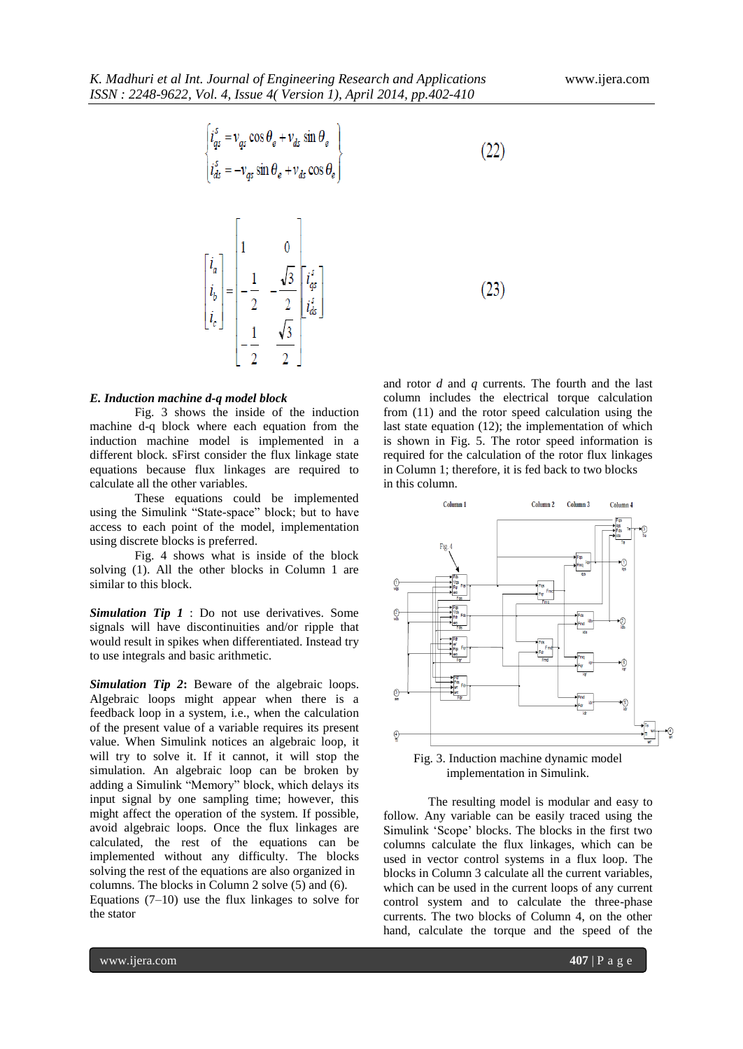$$\begin{Bmatrix} i_{qs}^{s} = v_{qs}\cos\theta_e + v_{ds}\sin\theta_e \\ i_{ds}^{s} = -v_{qs}\sin\theta_e + v_{ds}\cos\theta_e \end{Bmatrix} \tag{22}$$

$$\begin{bmatrix} i_a \\ i_b \\ i_c \end{bmatrix} = \begin{bmatrix} 1 & 0 \\ -\frac{1}{2} & -\frac{\sqrt{3}}{2} \\ -\frac{1}{2} & \frac{\sqrt{3}}{2} \end{bmatrix} \begin{bmatrix} i_{qs}^{s} \\ i_{ds}^{s} \end{bmatrix} \tag{23}$$

### *E. Induction machine d-q model block*

Fig. 3 shows the inside of the induction machine d-q block where each equation from the induction machine model is implemented in a different block. sFirst consider the flux linkage state equations because flux linkages are required to calculate all the other variables.

These equations could be implemented using the Simulink "State-space" block; but to have access to each point of the model, implementation using discrete blocks is preferred.

Fig. 4 shows what is inside of the block solving (1). All the other blocks in Column 1 are similar to this block.

***Simulation Tip 1*** : Do not use derivatives. Some signals will have discontinuities and/or ripple that would result in spikes when differentiated. Instead try to use integrals and basic arithmetic.

***Simulation Tip 2*****:** Beware of the algebraic loops. Algebraic loops might appear when there is a feedback loop in a system, i.e., when the calculation of the present value of a variable requires its present value. When Simulink notices an algebraic loop, it will try to solve it. If it cannot, it will stop the simulation. An algebraic loop can be broken by adding a Simulink "Memory" block, which delays its input signal by one sampling time; however, this might affect the operation of the system. If possible, avoid algebraic loops. Once the flux linkages are calculated, the rest of the equations can be implemented without any difficulty. The blocks solving the rest of the equations are also organized in columns. The blocks in Column 2 solve (5) and (6). Equations (7–10) use the flux linkages to solve for the stator and rotor *d* and *q* currents. The fourth and the last column includes the electrical torque calculation from (11) and the rotor speed calculation using the last state equation (12); the implementation of which is shown in Fig. 5. The rotor speed information is required for the calculation of the rotor flux linkages in Column 1; therefore, it is fed back to two blocks in this column.

Fig. 3. Induction machine dynamic model implementation in Simulink.

The resulting model is modular and easy to follow. Any variable can be easily traced using the Simulink 'Scope' blocks. The blocks in the first two columns calculate the flux linkages, which can be used in vector control systems in a flux loop. The blocks in Column 3 calculate all the current variables, which can be used in the current loops of any current control system and to calculate the three-phase currents. The two blocks of Column 4, on the other hand, calculate the torque and the speed of the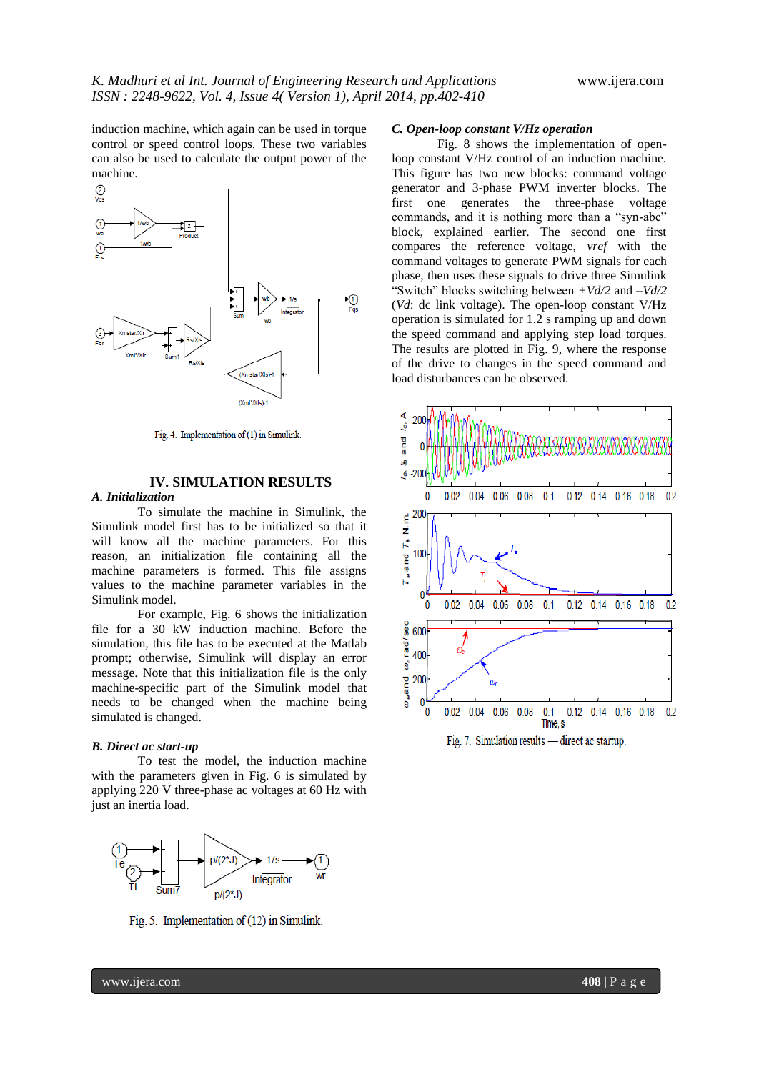induction machine, which again can be used in torque control or speed control loops. These two variables can also be used to calculate the output power of the machine.

Fig. 4. Implementation of (1) in Simulink.

## IV. SIMULATION RESULTS

### *A. Initialization*

To simulate the machine in Simulink, the Simulink model first has to be initialized so that it will know all the machine parameters. For this reason, an initialization file containing all the machine parameters is formed. This file assigns values to the machine parameter variables in the Simulink model.

For example, Fig. 6 shows the initialization file for a 30 kW induction machine. Before the simulation, this file has to be executed at the Matlab prompt; otherwise, Simulink will display an error message. Note that this initialization file is the only machine-specific part of the Simulink model that needs to be changed when the machine being simulated is changed.

### *B. Direct ac start-up*

To test the model, the induction machine with the parameters given in Fig. 6 is simulated by applying 220 V three-phase ac voltages at 60 Hz with just an inertia load.

Fig. 5. Implementation of (12) in Simulink.

### *C. Open-loop constant V/Hz operation*

Fig. 8 shows the implementation of open-loop constant V/Hz control of an induction machine. This figure has two new blocks: command voltage generator and 3-phase PWM inverter blocks. The first one generates the three-phase voltage commands, and it is nothing more than a "syn-abc" block, explained earlier. The second one first compares the reference voltage, *vref* with the command voltages to generate PWM signals for each phase, then uses these signals to drive three Simulink "Switch" blocks switching between *+Vd/2* and *–Vd/2* (*Vd*: dc link voltage). The open-loop constant V/Hz operation is simulated for 1.2 s ramping up and down the speed command and applying step load torques. The results are plotted in Fig. 9, where the response of the drive to changes in the speed command and load disturbances can be observed.

Fig. 7. Simulation results — direct ac startup.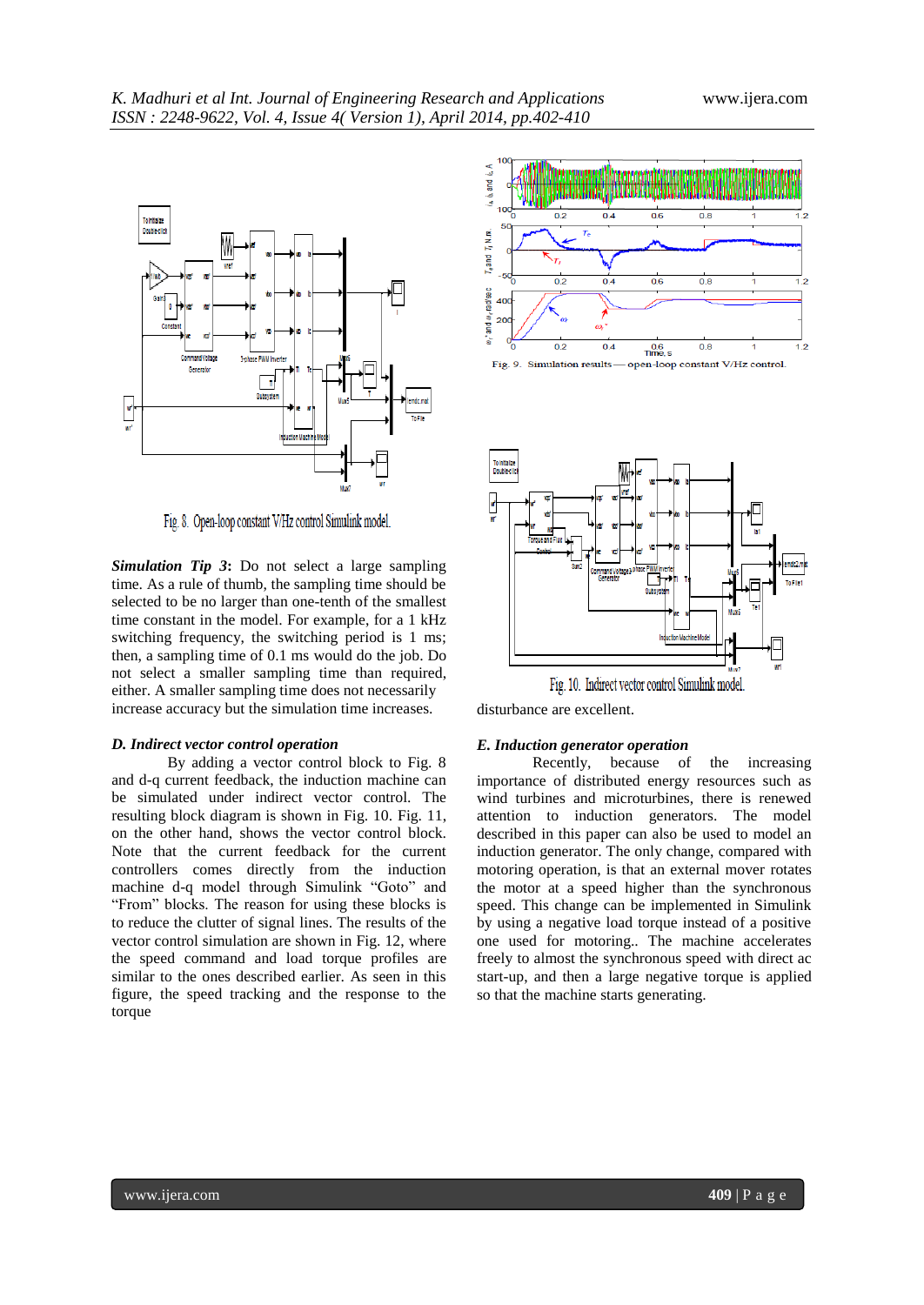Fig. 8. Open-loop constant V/Hz control Simulink model.

***Simulation Tip 3*:** Do not select a large sampling time. As a rule of thumb, the sampling time should be selected to be no larger than one-tenth of the smallest time constant in the model. For example, for a 1 kHz switching frequency, the switching period is 1 ms; then, a sampling time of 0.1 ms would do the job. Do not select a smaller sampling time than required, either. A smaller sampling time does not necessarily increase accuracy but the simulation time increases.

### *D. Indirect vector control operation*

By adding a vector control block to Fig. 8 and d-q current feedback, the induction machine can be simulated under indirect vector control. The resulting block diagram is shown in Fig. 10. Fig. 11, on the other hand, shows the vector control block. Note that the current feedback for the current controllers comes directly from the induction machine d-q model through Simulink "Goto" and "From" blocks. The reason for using these blocks is to reduce the clutter of signal lines. The results of the vector control simulation are shown in Fig. 12, where the speed command and load torque profiles are similar to the ones described earlier. As seen in this figure, the speed tracking and the response to the torque

Fig. 9. Simulation results — open-loop constant V/Hz control.

Fig. 10. Indirect vector control Simulink model.

disturbance are excellent.

### *E. Induction generator operation*

Recently, because of the increasing importance of distributed energy resources such as wind turbines and microturbines, there is renewed attention to induction generators. The model described in this paper can also be used to model an induction generator. The only change, compared with motoring operation, is that an external mover rotates the motor at a speed higher than the synchronous speed. This change can be implemented in Simulink by using a negative load torque instead of a positive one used for motoring.. The machine accelerates freely to almost the synchronous speed with direct ac start-up, and then a large negative torque is applied so that the machine starts generating.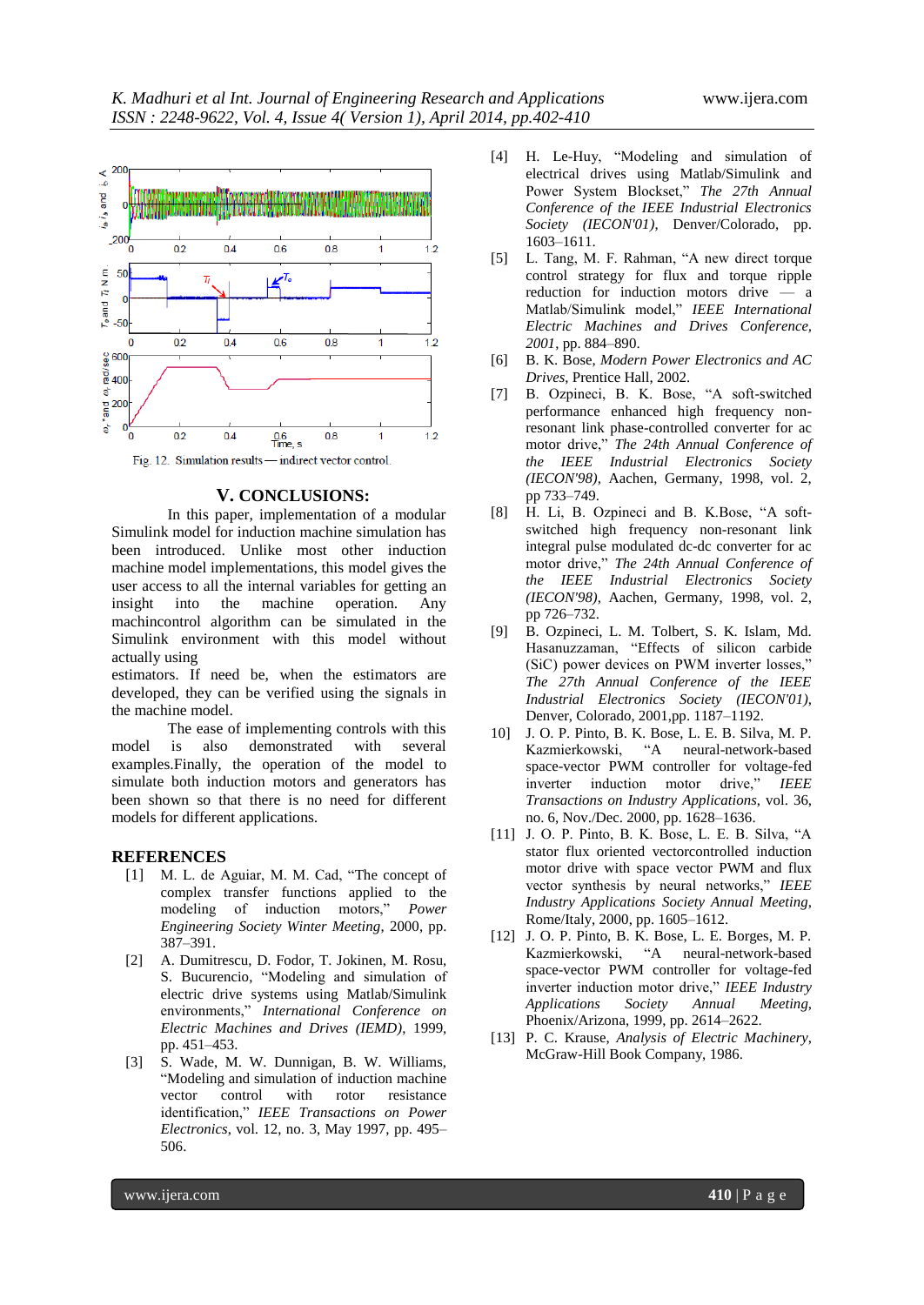200

0

-200

0 0.2 0.4 0.6 0.8 1 1.2

$i_a$, $i_b$ and $i_c$, A

50

0

-50

0 0.2 0.4 0.6 0.8 1 1.2

$T_l$

$T_e$

$T_e$ and $T_l$, N m

600

400

200

0

0 0.2 0.4 0.6 0.8 1 1.2

Time, s

$\omega_r$ *and $\omega_r$, rad/sec

Fig. 12. Simulation results — indirect vector control.

## V. CONCLUSIONS:

In this paper, implementation of a modular Simulink model for induction machine simulation has been introduced. Unlike most other induction machine model implementations, this model gives the user access to all the internal variables for getting an insight into the machine operation. Any machincontrol algorithm can be simulated in the Simulink environment with this model without actually using
estimators. If need be, when the estimators are developed, they can be verified using the signals in the machine model.

The ease of implementing controls with this model is also demonstrated with several examples.Finally, the operation of the model to simulate both induction motors and generators has been shown so that there is no need for different models for different applications.

## REFERENCES

[1] M. L. de Aguiar, M. M. Cad, "The concept of complex transfer functions applied to modeling of induction motors," *Power Engineering Society Winter Meeting*, 2000, pp. 387–391.

[2] A. Dumitrescu, D. Fodor, T. Jokinen, M. Rosu, S. Bucurencio, "Modeling and simulation of electric drive systems using Matlab/Simulink environments," *International Conference on Electric Machines and Drives (IEMD)*, 1999, pp. 451–453.

[3] S. Wade, M. W. Dunnigan, B. W. Williams, "Modeling and simulation of induction machine vector control with rotor resistance identification," *IEEE Transactions on Power Electronics*, vol. 12, no. 3, May 1997, pp. 495–506.

[4] H. Le-Huy, "Modeling and simulation of electrical drives using Matlab/Simulink and Power System Blockset," *The 27th Annual Conference of the IEEE Industrial Electronics Society (IECON'01)*, Denver/Colorado, pp. 1603–1611.

[5] L. Tang, M. F. Rahman, "A new direct torque control strategy for flux and torque ripple reduction for induction motors drive — a Matlab/Simulink model," *IEEE International Electric Machines and Drives Conference, 2001*, pp. 884–890.

[6] B. K. Bose, *Modern Power Electronics and AC Drives*, Prentice Hall, 2002.

[7] B. Ozpineci, B. K. Bose, "A soft-switched performance enhanced high frequency non-resonant link phase-controlled converter for ac motor drive," *The 24th Annual Conference of the IEEE Industrial Electronics Society (IECON'98)*, Aachen, Germany, 1998, vol. 2, pp 733–749.

[8] H. Li, B. Ozpineci and B. K.Bose, "A soft-switched high frequency non-resonant link integral pulse modulated dc-dc converter for ac motor drive," *The 24th Annual Conference of the IEEE Industrial Electronics Society (IECON'98)*, Aachen, Germany, 1998, vol. 2, pp 726–732.

[9] B. Ozpineci, L. M. Tolbert, S. K. Islam, Md. Hasanuzzaman, "Effects of silicon carbide (SiC) power devices on PWM inverter losses," *The 27th Annual Conference of the IEEE Industrial Electronics Society (IECON'01)*, Denver, Colorado, 2001,pp. 1187–1192.

10] J. O. P. Pinto, B. K. Bose, L. E. B. Silva, M. P. Kazmierkowski, "A neural-network-based space-vector PWM controller for voltage-fed inverter induction motor drive," *IEEE Transactions on Industry Applications*, vol. 36, no. 6, Nov./Dec. 2000, pp. 1628–1636.

[11] J. O. P. Pinto, B. K. Bose, L. E. B. Silva, "A stator flux oriented vectorcontrolled induction motor drive with space vector PWM and flux vector synthesis by neural networks," *IEEE Industry Applications Society Annual Meeting*, Rome/Italy, 2000, pp. 1605–1612.

[12] J. O. P. Pinto, B. K. Bose, L. E. Borges, M. P. Kazmierkowski, "A neural-network-based space-vector PWM controller for voltage-fed inverter induction motor drive," *IEEE Industry Applications Society Annual Meeting*, Phoenix/Arizona, 1999, pp. 2614–2622.

[13] P. C. Krause, *Analysis of Electric Machinery*, McGraw-Hill Book Company, 1986.